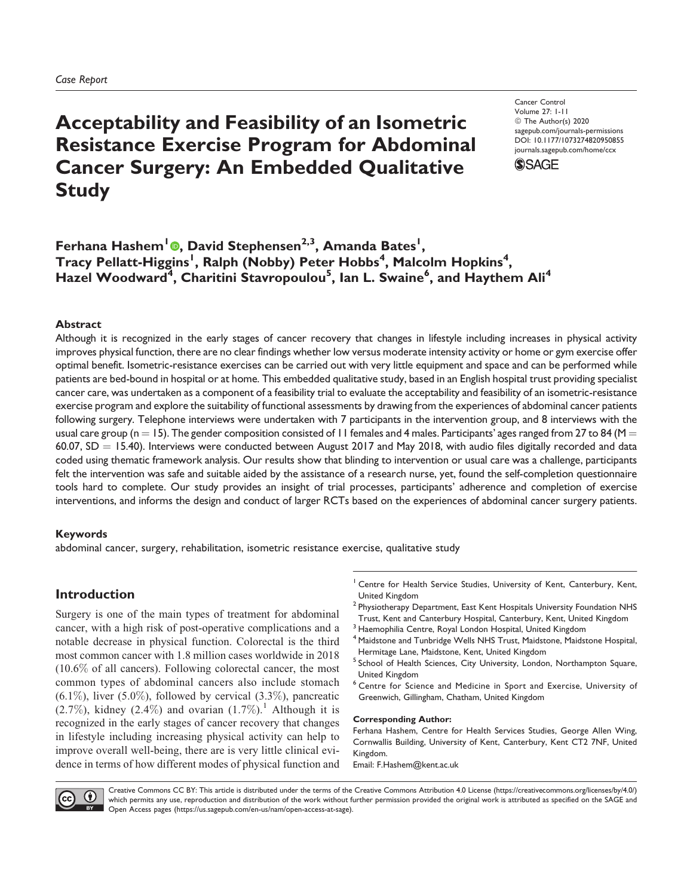*Case Report*

# Acceptability and Feasibility of an Isometric Resistance Exercise Program for Abdominal Cancer Surgery: An Embedded Qualitative Study

Cancer Control
Volume 27: 1-11
© The Author(s) 2020
sagepub.com/journals-permissions
DOI: 10.1177/1073274820950855
journals.sagepub.com/home/ccx

**Ferhana Hashem[1], David Stephensen[2,3], Amanda Bates[1], Tracy Pellatt-Higgins[1], Ralph (Nobby) Peter Hobbs[4], Malcolm Hopkins[4], Hazel Woodward[4], Charitini Stavropoulou[5], Ian L. Swaine[6], and Haythem Ali[4]**

## Abstract

Although it is recognized in the early stages of cancer recovery that changes in lifestyle including increases in physical activity improves physical function, there are no clear findings whether low versus moderate intensity activity or home or gym exercise offer optimal benefit. Isometric-resistance exercises can be carried out with very little equipment and space and can be performed while patients are bed-bound in hospital or at home. This embedded qualitative study, based in an English hospital trust providing specialist cancer care, was undertaken as a component of a feasibility trial to evaluate the acceptability and feasibility of an isometric-resistance exercise program and explore the suitability of functional assessments by drawing from the experiences of abdominal cancer patients following surgery. Telephone interviews were undertaken with 7 participants in the intervention group, and 8 interviews with the usual care group ($n = 15$). The gender composition consisted of 11 females and 4 males. Participants' ages ranged from 27 to 84 ($M = 60.07$, $SD = 15.40$). Interviews were conducted between August 2017 and May 2018, with audio files digitally recorded and data coded using thematic framework analysis. Our results show that blinding to intervention or usual care was a challenge, participants felt the intervention was safe and suitable aided by the assistance of a research nurse, yet, found the self-completion questionnaire tools hard to complete. Our study provides an insight of trial processes, participants' adherence and completion of exercise interventions, and informs the design and conduct of larger RCTs based on the experiences of abdominal cancer surgery patients.

### Keywords

abdominal cancer, surgery, rehabilitation, isometric resistance exercise, qualitative study

## Introduction

Surgery is one of the main types of treatment for abdominal cancer, with a high risk of post-operative complications and a notable decrease in physical function. Colorectal is the third most common cancer with 1.8 million cases worldwide in 2018 (10.6% of all cancers). Following colorectal cancer, the most common types of abdominal cancers also include stomach (6.1%), liver (5.0%), followed by cervical (3.3%), pancreatic (2.7%), kidney (2.4%) and ovarian (1.7%).[1] Although it is recognized in the early stages of cancer recovery that changes in lifestyle including increasing physical activity can help to improve overall well-being, there are is very little clinical evidence in terms of how different modes of physical function and

---

[1] Centre for Health Service Studies, University of Kent, Canterbury, Kent, United Kingdom
[2] Physiotherapy Department, East Kent Hospitals University Foundation NHS Trust, Kent and Canterbury Hospital, Canterbury, Kent, United Kingdom
[3] Haemophilia Centre, Royal London Hospital, United Kingdom
[4] Maidstone and Tunbridge Wells NHS Trust, Maidstone, Maidstone Hospital, Hermitage Lane, Maidstone, Kent, United Kingdom
[5] School of Health Sciences, City University, London, Northampton Square, United Kingdom
[6] Centre for Science and Medicine in Sport and Exercise, University of Greenwich, Gillingham, Chatham, United Kingdom

**Corresponding Author:**
Ferhana Hashem, Centre for Health Services Studies, George Allen Wing, Cornwallis Building, University of Kent, Canterbury, Kent CT2 7NF, United Kingdom.
Email: F.Hashem@kent.ac.uk

Creative Commons CC BY: This article is distributed under the terms of the Creative Commons Attribution 4.0 License (https://creativecommons.org/licenses/by/4.0/) which permits any use, reproduction and distribution of the work without further permission provided the original work is attributed as specified on the SAGE and Open Access pages (https://us.sagepub.com/en-us/nam/open-access-at-sage).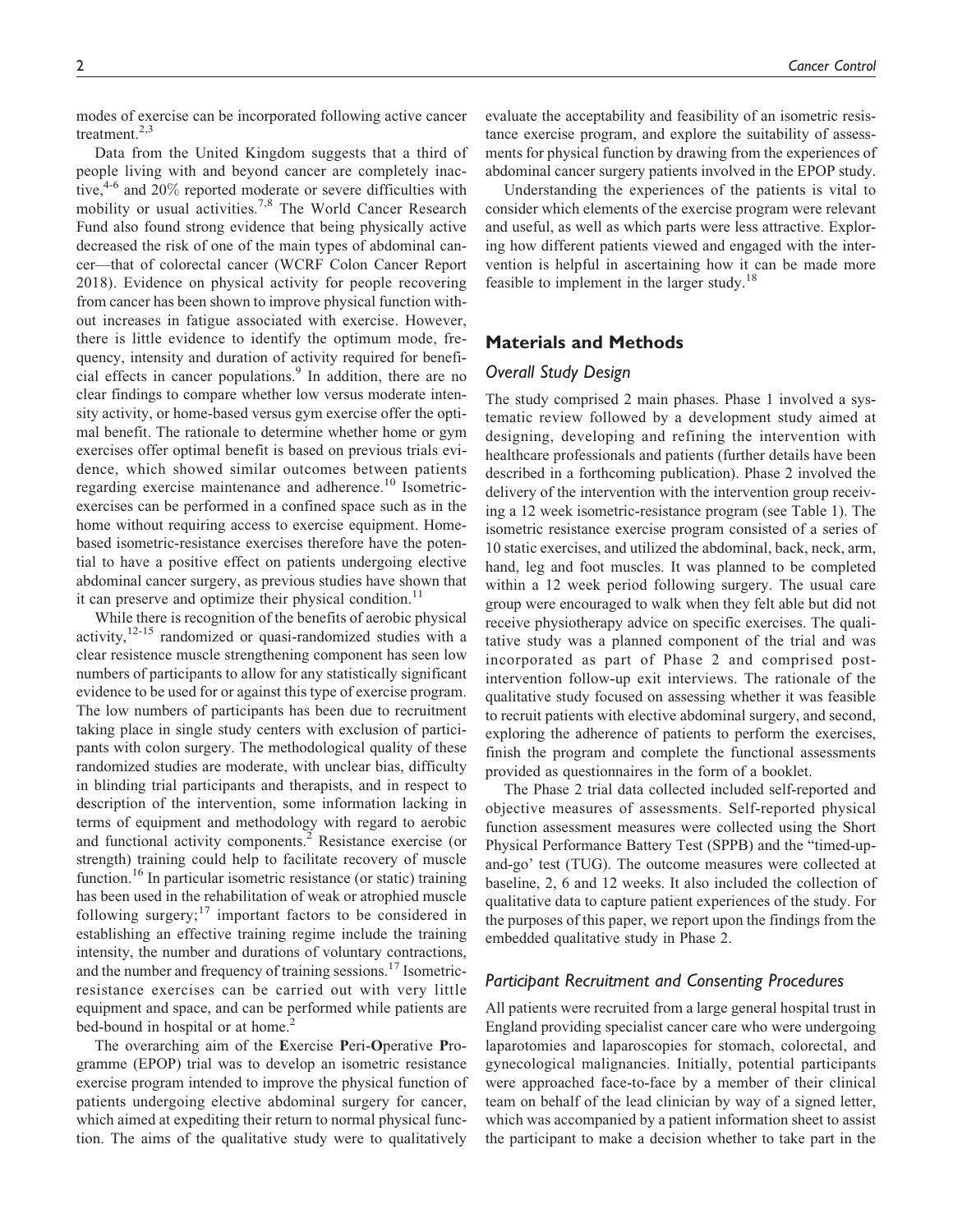modes of exercise can be incorporated following active cancer treatment.[2,3]

Data from the United Kingdom suggests that a third of people living with and beyond cancer are completely inactive,[4-6] and 20% reported moderate or severe difficulties with mobility or usual activities.[7,8] The World Cancer Research Fund also found strong evidence that being physically active decreased the risk of one of the main types of abdominal cancer—that of colorectal cancer (WCRF Colon Cancer Report 2018). Evidence on physical activity for people recovering from cancer has been shown to improve physical function without increases in fatigue associated with exercise. However, there is little evidence to identify the optimum mode, frequency, intensity and duration of activity required for beneficial effects in cancer populations.[9] In addition, there are no clear findings to compare whether low versus moderate intensity activity, or home-based versus gym exercise offer the optimal benefit. The rationale to determine whether home or gym exercises offer optimal benefit is based on previous trials evidence, which showed similar outcomes between patients regarding exercise maintenance and adherence.[10] Isometric-exercises can be performed in a confined space such as in the home without requiring access to exercise equipment. Home-based isometric-resistance exercises therefore have the potential to have a positive effect on patients undergoing elective abdominal cancer surgery, as previous studies have shown that it can preserve and optimize their physical condition.[11]

While there is recognition of the benefits of aerobic physical activity,[12-15] randomized or quasi-randomized studies with a clear resistence muscle strengthening component has seen low numbers of participants to allow for any statistically significant evidence to be used for or against this type of exercise program. The low numbers of participants has been due to recruitment taking place in single study centers with exclusion of participants with colon surgery. The methodological quality of these randomized studies are moderate, with unclear bias, difficulty in blinding trial participants and therapists, and in respect to description of the intervention, some information lacking in terms of equipment and methodology with regard to aerobic and functional activity components.[2] Resistance exercise (or strength) training could help to facilitate recovery of muscle function.[16] In particular isometric resistance (or static) training has been used in the rehabilitation of weak or atrophied muscle following surgery;[17] important factors to be considered in establishing an effective training regime include the training intensity, the number and durations of voluntary contractions, and the number and frequency of training sessions.[17] Isometric-resistance exercises can be carried out with very little equipment and space, and can be performed while patients are bed-bound in hospital or at home.[2]

The overarching aim of the **E**xercise **P**eri-**O**perative **P**rogramme (EPOP) trial was to develop an isometric resistance exercise program intended to improve the physical function of patients undergoing elective abdominal surgery for cancer, which aimed at expediting their return to normal physical function. The aims of the qualitative study were to qualitatively evaluate the acceptability and feasibility of an isometric resistance exercise program, and explore the suitability of assessments for physical function by drawing from the experiences of abdominal cancer surgery patients involved in the EPOP study.

Understanding the experiences of the patients is vital to consider which elements of the exercise program were relevant and useful, as well as which parts were less attractive. Exploring how different patients viewed and engaged with the intervention is helpful in ascertaining how it can be made more feasible to implement in the larger study.[18]

## Materials and Methods

### Overall Study Design

The study comprised 2 main phases. Phase 1 involved a systematic review followed by a development study aimed at designing, developing and refining the intervention with healthcare professionals and patients (further details have been described in a forthcoming publication). Phase 2 involved the delivery of the intervention with the intervention group receiving a 12 week isometric-resistance program (see Table 1). The isometric resistance exercise program consisted of a series of 10 static exercises, and utilized the abdominal, back, neck, arm, hand, leg and foot muscles. It was planned to be completed within a 12 week period following surgery. The usual care group were encouraged to walk when they felt able but did not receive physiotherapy advice on specific exercises. The qualitative study was a planned component of the trial and was incorporated as part of Phase 2 and comprised post-intervention follow-up exit interviews. The rationale of the qualitative study focused on assessing whether it was feasible to recruit patients with elective abdominal surgery, and second, exploring the adherence of patients to perform the exercises, finish the program and complete the functional assessments provided as questionnaires in the form of a booklet.

The Phase 2 trial data collected included self-reported and objective measures of assessments. Self-reported physical function assessment measures were collected using the Short Physical Performance Battery Test (SPPB) and the "timed-up-and-go' test (TUG). The outcome measures were collected at baseline, 2, 6 and 12 weeks. It also included the collection of qualitative data to capture patient experiences of the study. For the purposes of this paper, we report upon the findings from the embedded qualitative study in Phase 2.

### Participant Recruitment and Consenting Procedures

All patients were recruited from a large general hospital trust in England providing specialist cancer care who were undergoing laparotomies and laparoscopies for stomach, colorectal, and gynecological malignancies. Initially, potential participants were approached face-to-face by a member of their clinical team on behalf of the lead clinician by way of a signed letter, which was accompanied by a patient information sheet to assist the participant to make a decision whether to take part in the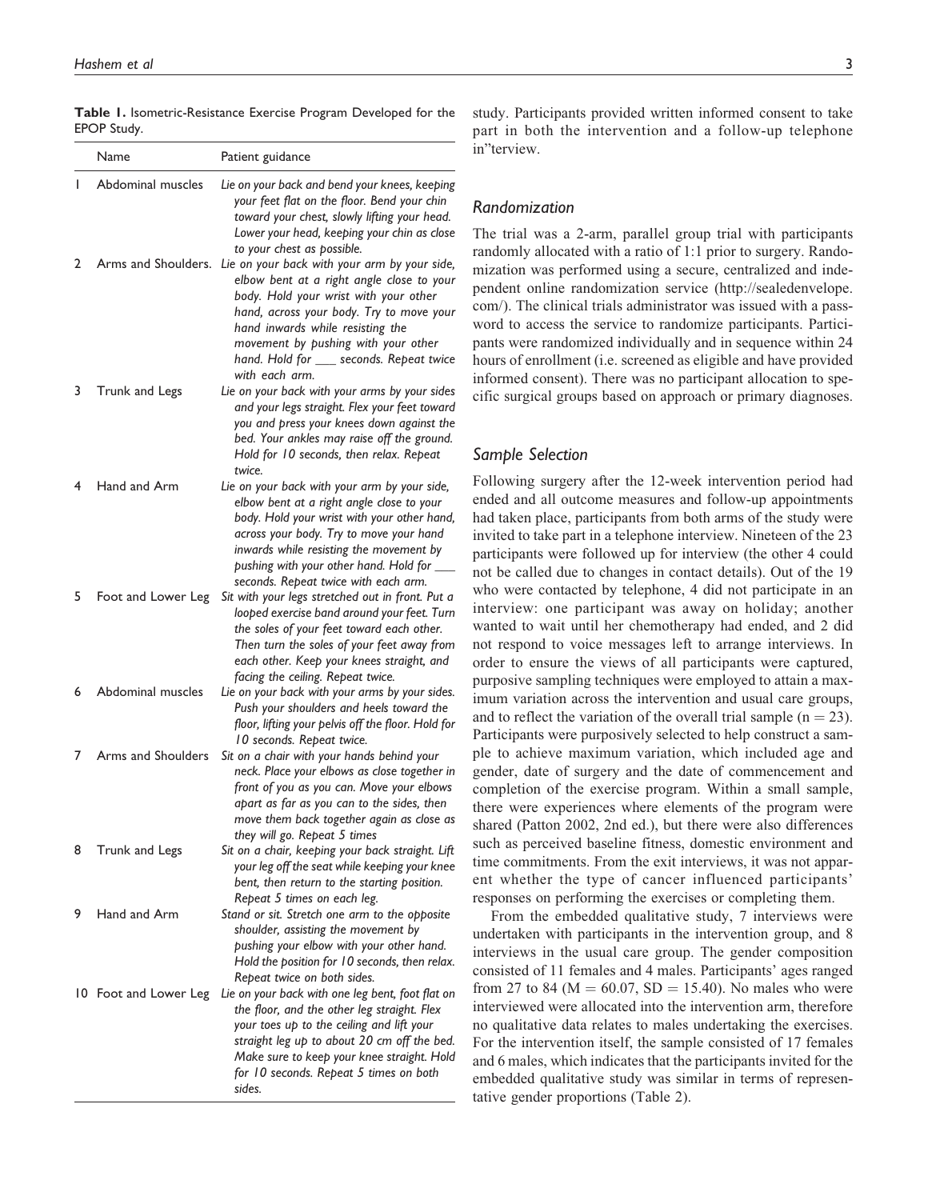**Table 1.** Isometric-Resistance Exercise Program Developed for the EPOP Study.

| | Name | Patient guidance |
|---|---|---|
| 1 | Abdominal muscles | *Lie on your back and bend your knees, keeping your feet flat on the floor. Bend your chin toward your chest, slowly lifting your head. Lower your head, keeping your chin as close to your chest as possible.* |
| 2 | Arms and Shoulders. | *Lie on your back with your arm by your side, elbow bent at a right angle close to your body. Hold your wrist with your other hand, across your body. Try to move your hand inwards while resisting the movement by pushing with your other hand. Hold for ___ seconds. Repeat twice with each arm.* |
| 3 | Trunk and Legs | *Lie on your back with your arms by your sides and your legs straight. Flex your feet toward you and press your knees down against the bed. Your ankles may raise off the ground. Hold for 10 seconds, then relax. Repeat twice.* |
| 4 | Hand and Arm | *Lie on your back with your arm by your side, elbow bent at a right angle close to your body. Hold your wrist with your other hand, across your body. Try to move your hand inwards while resisting the movement by pushing with your other hand. Hold for ___ seconds. Repeat twice with each arm.* |
| 5 | Foot and Lower Leg | *Sit with your legs stretched out in front. Put a looped exercise band around your feet. Turn the soles of your feet toward each other. Then turn the soles of your feet away from each other. Keep your knees straight, and facing the ceiling. Repeat twice.* |
| 6 | Abdominal muscles | *Lie on your back with your arms by your sides. Push your shoulders and heels toward the floor, lifting your pelvis off the floor. Hold for 10 seconds. Repeat twice.* |
| 7 | Arms and Shoulders | *Sit on a chair with your hands behind your neck. Place your elbows as close together in front of you as you can. Move your elbows apart as far as you can to the sides, then move them back together again as close as they will go. Repeat 5 times* |
| 8 | Trunk and Legs | *Sit on a chair, keeping your back straight. Lift your leg off the seat while keeping your knee bent, then return to the starting position. Repeat 5 times on each leg.* |
| 9 | Hand and Arm | *Stand or sit. Stretch one arm to the opposite shoulder, assisting the movement by pushing your elbow with your other hand. Hold the position for 10 seconds, then relax. Repeat twice on both sides.* |
| 10 | Foot and Lower Leg | *Lie on your back with one leg bent, foot flat on the floor, and the other leg straight. Flex your toes up to the ceiling and lift your straight leg up to about 20 cm off the bed. Make sure to keep your knee straight. Hold for 10 seconds. Repeat 5 times on both sides.* |

study. Participants provided written informed consent to take part in both the intervention and a follow-up telephone in"terview.

### Randomization

The trial was a 2-arm, parallel group trial with participants randomly allocated with a ratio of 1:1 prior to surgery. Randomization was performed using a secure, centralized and independent online randomization service (http://sealedenvelope.com/). The clinical trials administrator was issued with a password to access the service to randomize participants. Participants were randomized individually and in sequence within 24 hours of enrollment (i.e. screened as eligible and have provided informed consent). There was no participant allocation to specific surgical groups based on approach or primary diagnoses.

### Sample Selection

Following surgery after the 12-week intervention period had ended and all outcome measures and follow-up appointments had taken place, participants from both arms of the study were invited to take part in a telephone interview. Nineteen of the 23 participants were followed up for interview (the other 4 could not be called due to changes in contact details). Out of the 19 who were contacted by telephone, 4 did not participate in an interview: one participant was away on holiday; another wanted to wait until her chemotherapy had ended, and 2 did not respond to voice messages left to arrange interviews. In order to ensure the views of all participants were captured, purposive sampling techniques were employed to attain a maximum variation across the intervention and usual care groups, and to reflect the variation of the overall trial sample (n = 23). Participants were purposively selected to help construct a sample to achieve maximum variation, which included age and gender, date of surgery and the date of commencement and completion of the exercise program. Within a small sample, there were experiences where elements of the program were shared (Patton 2002, 2nd ed.), but there were also differences such as perceived baseline fitness, domestic environment and time commitments. From the exit interviews, it was not apparent whether the type of cancer influenced participants' responses on performing the exercises or completing them.

From the embedded qualitative study, 7 interviews were undertaken with participants in the intervention group, and 8 interviews in the usual care group. The gender composition consisted of 11 females and 4 males. Participants' ages ranged from 27 to 84 (M = 60.07, SD = 15.40). No males who were interviewed were allocated into the intervention arm, therefore no qualitative data relates to males undertaking the exercises. For the intervention itself, the sample consisted of 17 females and 6 males, which indicates that the participants invited for the embedded qualitative study was similar in terms of representative gender proportions (Table 2).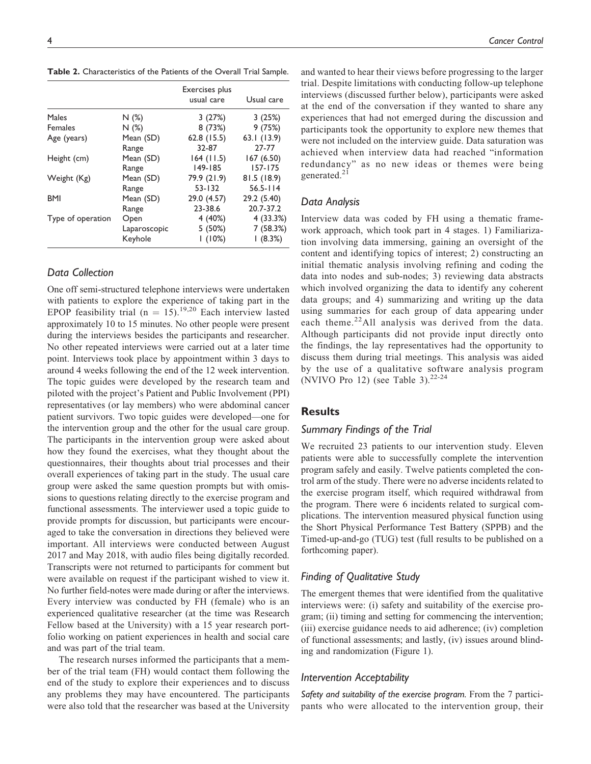**Table 2.** Characteristics of the Patients of the Overall Trial Sample.

| | | Exercises plus usual care | Usual care |
|---|---|---|---|
| Males | N (%) | 3 (27%) | 3 (25%) |
| Females | N (%) | 8 (73%) | 9 (75%) |
| Age (years) | Mean (SD) | 62.8 (15.5) | 63.1 (13.9) |
| | Range | 32-87 | 27-77 |
| Height (cm) | Mean (SD) | 164 (11.5) | 167 (6.50) |
| | Range | 149-185 | 157-175 |
| Weight (Kg) | Mean (SD) | 79.9 (21.9) | 81.5 (18.9) |
| | Range | 53-132 | 56.5-114 |
| BMI | Mean (SD) | 29.0 (4.57) | 29.2 (5.40) |
| | Range | 23-38.6 | 20.7-37.2 |
| Type of operation | Open | 4 (40%) | 4 (33.3%) |
| | Laparoscopic | 5 (50%) | 7 (58.3%) |
| | Keyhole | 1 (10%) | 1 (8.3%) |

### Data Collection

One off semi-structured telephone interviews were undertaken with patients to explore the experience of taking part in the EPOP feasibility trial (n = 15).[19,20] Each interview lasted approximately 10 to 15 minutes. No other people were present during the interviews besides the participants and researcher. No other repeated interviews were carried out at a later time point. Interviews took place by appointment within 3 days to around 4 weeks following the end of the 12 week intervention. The topic guides were developed by the research team and piloted with the project's Patient and Public Involvement (PPI) representatives (or lay members) who were abdominal cancer patient survivors. Two topic guides were developed—one for the intervention group and the other for the usual care group. The participants in the intervention group were asked about how they found the exercises, what they thought about the questionnaires, their thoughts about trial processes and their overall experiences of taking part in the study. The usual care group were asked the same question prompts but with omissions to questions relating directly to the exercise program and functional assessments. The interviewer used a topic guide to provide prompts for discussion, but participants were encouraged to take the conversation in directions they believed were important. All interviews were conducted between August 2017 and May 2018, with audio files being digitally recorded. Transcripts were not returned to participants for comment but were available on request if the participant wished to view it. No further field-notes were made during or after the interviews. Every interview was conducted by FH (female) who is an experienced qualitative researcher (at the time was Research Fellow based at the University) with a 15 year research portfolio working on patient experiences in health and social care and was part of the trial team.

The research nurses informed the participants that a member of the trial team (FH) would contact them following the end of the study to explore their experiences and to discuss any problems they may have encountered. The participants were also told that the researcher was based at the University and wanted to hear their views before progressing to the larger trial. Despite limitations with conducting follow-up telephone interviews (discussed further below), participants were asked at the end of the conversation if they wanted to share any experiences that had not emerged during the discussion and participants took the opportunity to explore new themes that were not included on the interview guide. Data saturation was achieved when interview data had reached "information redundancy" as no new ideas or themes were being generated.[21]

### Data Analysis

Interview data was coded by FH using a thematic framework approach, which took part in 4 stages. 1) Familiarization involving data immersing, gaining an oversight of the content and identifying topics of interest; 2) constructing an initial thematic analysis involving refining and coding the data into nodes and sub-nodes; 3) reviewing data abstracts which involved organizing the data to identify any coherent data groups; and 4) summarizing and writing up the data using summaries for each group of data appearing under each theme.[22]All analysis was derived from the data. Although participants did not provide input directly onto the findings, the lay representatives had the opportunity to discuss them during trial meetings. This analysis was aided by the use of a qualitative software analysis program (NVIVO Pro 12) (see Table 3).[22-24]

## Results

### Summary Findings of the Trial

We recruited 23 patients to our intervention study. Eleven patients were able to successfully complete the intervention program safely and easily. Twelve patients completed the control arm of the study. There were no adverse incidents related to the exercise program itself, which required withdrawal from the program. There were 6 incidents related to surgical complications. The intervention measured physical function using the Short Physical Performance Test Battery (SPPB) and the Timed-up-and-go (TUG) test (full results to be published on a forthcoming paper).

### Finding of Qualitative Study

The emergent themes that were identified from the qualitative interviews were: (i) safety and suitability of the exercise program; (ii) timing and setting for commencing the intervention; (iii) exercise guidance needs to aid adherence; (iv) completion of functional assessments; and lastly, (iv) issues around blinding and randomization (Figure 1).

### Intervention Acceptability

*Safety and suitability of the exercise program.* From the 7 participants who were allocated to the intervention group, their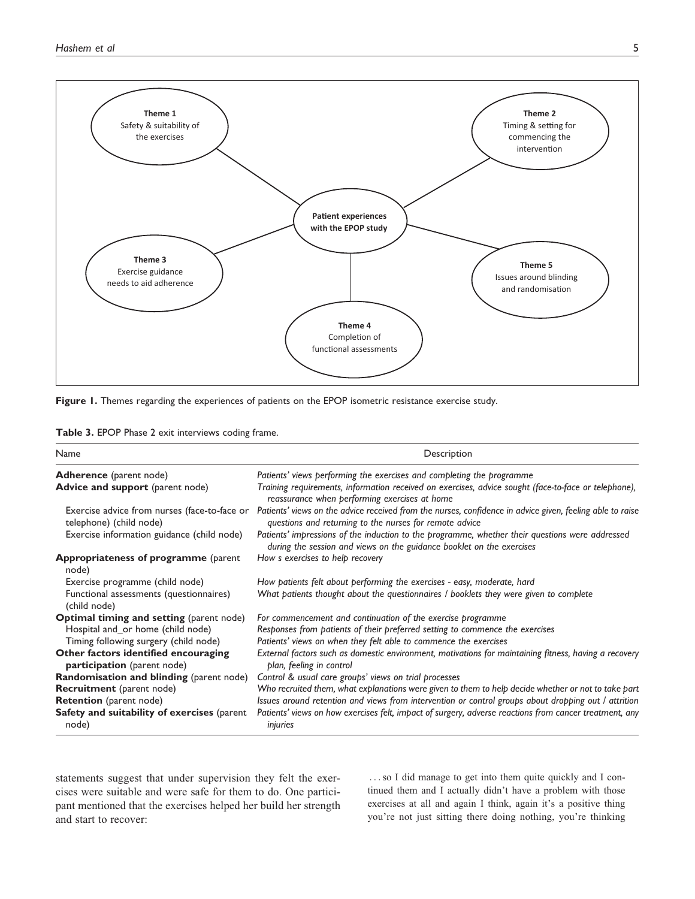Figure 1. Themes regarding the experiences of patients on the EPOP isometric resistance exercise study.

Table 3. EPOP Phase 2 exit interviews coding frame.

| Name | Description |
|---|---|
| **Adherence** (parent node) | *Patients' views performing the exercises and completing the programme* |
| **Advice and support** (parent node) | *Training requirements, information received on exercises, advice sought (face-to-face or telephone), reassurance when performing exercises at home* |
| Exercise advice from nurses (face-to-face or telephone) (child node) | *Patients' views on the advice received from the nurses, confidence in advice given, feeling able to raise questions and returning to the nurses for remote advice* |
| Exercise information guidance (child node) | *Patients' impressions of the induction to the programme, whether their questions were addressed during the session and views on the guidance booklet on the exercises* |
| **Appropriateness of programme** (parent node) | *How s exercises to help recovery* |
| Exercise programme (child node) | *How patients felt about performing the exercises - easy, moderate, hard* |
| Functional assessments (questionnaires) (child node) | *What patients thought about the questionnaires / booklets they were given to complete* |
| **Optimal timing and setting** (parent node) | *For commencement and continuation of the exercise programme* |
| Hospital and_or home (child node) | *Responses from patients of their preferred setting to commence the exercises* |
| Timing following surgery (child node) | *Patients' views on when they felt able to commence the exercises* |
| **Other factors identified encouraging participation** (parent node) | *External factors such as domestic environment, motivations for maintaining fitness, having a recovery plan, feeling in control* |
| **Randomisation and blinding** (parent node) | *Control & usual care groups' views on trial processes* |
| **Recruitment** (parent node) | *Who recruited them, what explanations were given to them to help decide whether or not to take part* |
| **Retention** (parent node) | *Issues around retention and views from intervention or control groups about dropping out / attrition* |
| **Safety and suitability of exercises** (parent node) | *Patients' views on how exercises felt, impact of surgery, adverse reactions from cancer treatment, any injuries* |

statements suggest that under supervision they felt the exercises were suitable and were safe for them to do. One participant mentioned that the exercises helped her build her strength and start to recover:

> …so I did manage to get into them quite quickly and I continued them and I actually didn't have a problem with those exercises at all and again I think, again it's a positive thing you're not just sitting there doing nothing, you're thinking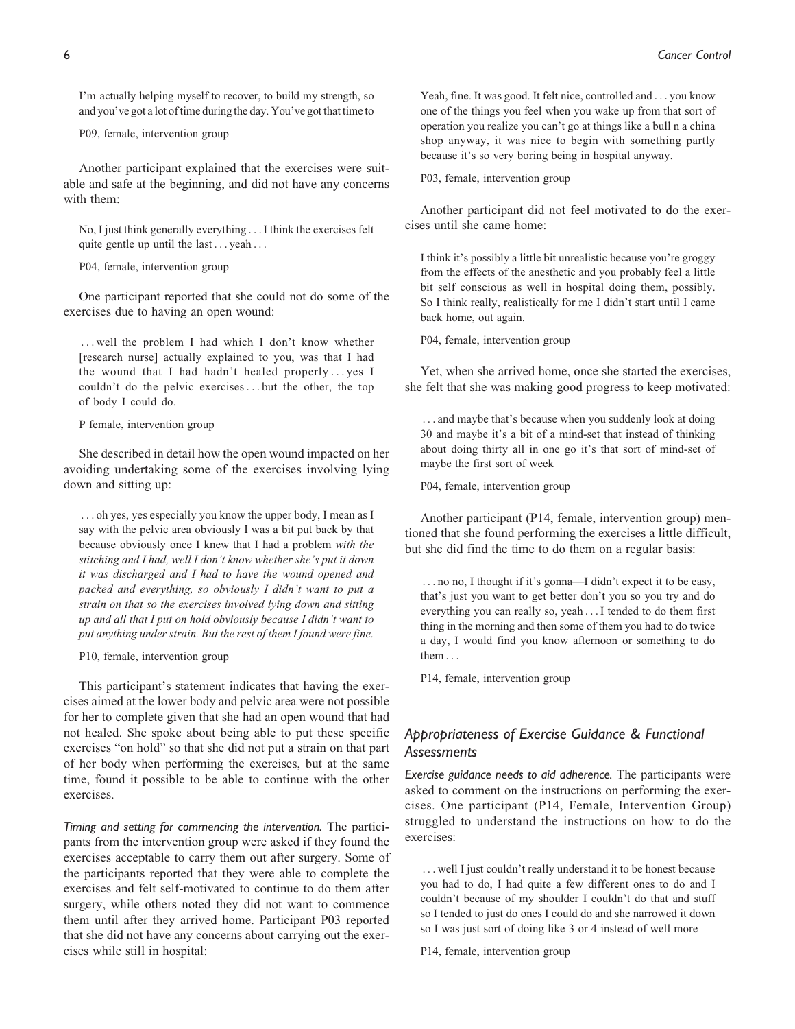I'm actually helping myself to recover, to build my strength, so and you've got a lot of time during the day. You've got that time to

P09, female, intervention group

Another participant explained that the exercises were suitable and safe at the beginning, and did not have any concerns with them:

No, I just think generally everything . . . I think the exercises felt quite gentle up until the last . . . yeah . . .

P04, female, intervention group

One participant reported that she could not do some of the exercises due to having an open wound:

. . . well the problem I had which I don't know whether [research nurse] actually explained to you, was that I had the wound that I had hadn't healed properly . . . yes I couldn't do the pelvic exercises . . . but the other, the top of body I could do.

P female, intervention group

She described in detail how the open wound impacted on her avoiding undertaking some of the exercises involving lying down and sitting up:

. . . oh yes, yes especially you know the upper body, I mean as I say with the pelvic area obviously I was a bit put back by that because obviously once I knew that I had a problem *with the stitching and I had, well I don't know whether she's put it down it was discharged and I had to have the wound opened and packed and everything, so obviously I didn't want to put a strain on that so the exercises involved lying down and sitting up and all that I put on hold obviously because I didn't want to put anything under strain. But the rest of them I found were fine.*

P10, female, intervention group

This participant's statement indicates that having the exercises aimed at the lower body and pelvic area were not possible for her to complete given that she had an open wound that had not healed. She spoke about being able to put these specific exercises "on hold" so that she did not put a strain on that part of her body when performing the exercises, but at the same time, found it possible to be able to continue with the other exercises.

*Timing and setting for commencing the intervention.* The participants from the intervention group were asked if they found the exercises acceptable to carry them out after surgery. Some of the participants reported that they were able to complete the exercises and felt self-motivated to continue to do them after surgery, while others noted they did not want to commence them until after they arrived home. Participant P03 reported that she did not have any concerns about carrying out the exercises while still in hospital:

Yeah, fine. It was good. It felt nice, controlled and . . . you know one of the things you feel when you wake up from that sort of operation you realize you can't go at things like a bull n a china shop anyway, it was nice to begin with something partly because it's so very boring being in hospital anyway.

P03, female, intervention group

Another participant did not feel motivated to do the exercises until she came home:

I think it's possibly a little bit unrealistic because you're groggy from the effects of the anesthetic and you probably feel a little bit self conscious as well in hospital doing them, possibly. So I think really, realistically for me I didn't start until I came back home, out again.

P04, female, intervention group

Yet, when she arrived home, once she started the exercises, she felt that she was making good progress to keep motivated:

. . . and maybe that's because when you suddenly look at doing 30 and maybe it's a bit of a mind-set that instead of thinking about doing thirty all in one go it's that sort of mind-set of maybe the first sort of week

P04, female, intervention group

Another participant (P14, female, intervention group) mentioned that she found performing the exercises a little difficult, but she did find the time to do them on a regular basis:

. . . no no, I thought if it's gonna—I didn't expect it to be easy, that's just you want to get better don't you so you try and do everything you can really so, yeah . . . I tended to do them first thing in the morning and then some of them you had to do twice a day, I would find you know afternoon or something to do them . . .

P14, female, intervention group

## *Appropriateness of Exercise Guidance & Functional Assessments*

*Exercise guidance needs to aid adherence.* The participants were asked to comment on the instructions on performing the exercises. One participant (P14, Female, Intervention Group) struggled to understand the instructions on how to do the exercises:

. . . well I just couldn't really understand it to be honest because you had to do, I had quite a few different ones to do and I couldn't because of my shoulder I couldn't do that and stuff so I tended to just do ones I could do and she narrowed it down so I was just sort of doing like 3 or 4 instead of well more

P14, female, intervention group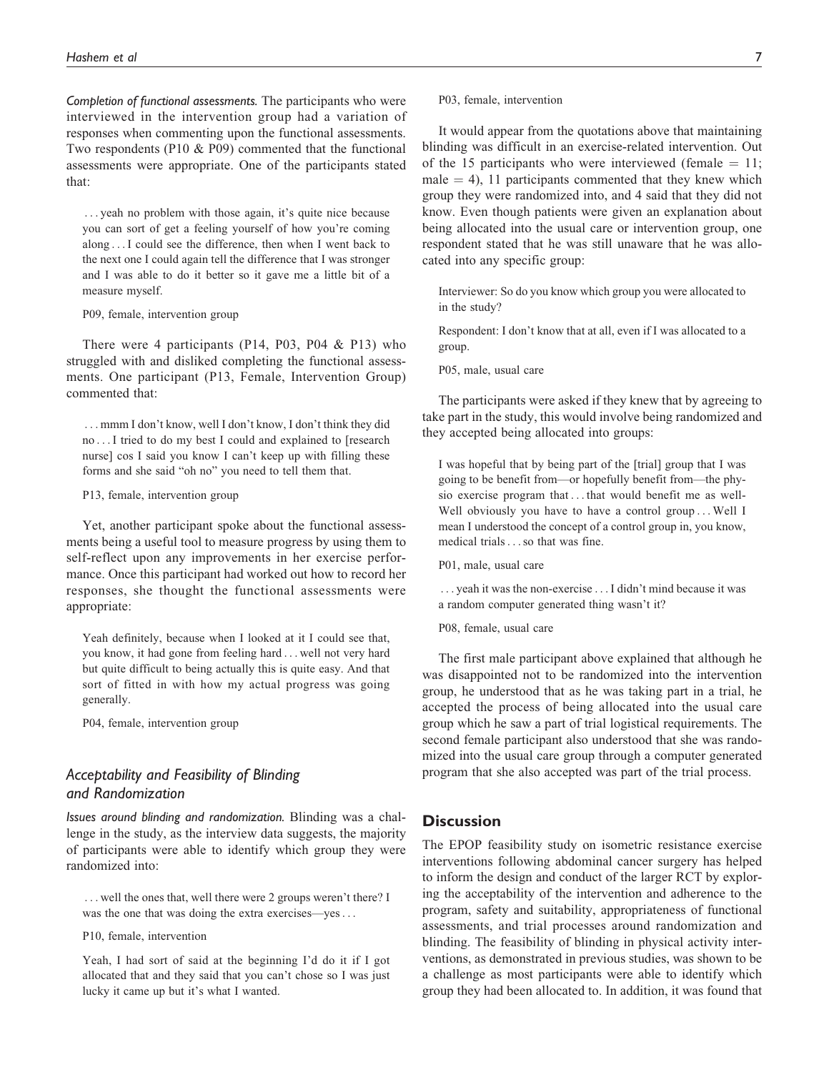*Completion of functional assessments.* The participants who were interviewed in the intervention group had a variation of responses when commenting upon the functional assessments. Two respondents (P10 & P09) commented that the functional assessments were appropriate. One of the participants stated that:

> . . . yeah no problem with those again, it's quite nice because you can sort of get a feeling yourself of how you're coming along . . . I could see the difference, then when I went back to the next one I could again tell the difference that I was stronger and I was able to do it better so it gave me a little bit of a measure myself.
>
> P09, female, intervention group

There were 4 participants (P14, P03, P04 & P13) who struggled with and disliked completing the functional assessments. One participant (P13, Female, Intervention Group) commented that:

> . . . mmm I don't know, well I don't know, I don't think they did no . . . I tried to do my best I could and explained to [research nurse] cos I said you know I can't keep up with filling these forms and she said "oh no" you need to tell them that.
>
> P13, female, intervention group

Yet, another participant spoke about the functional assessments being a useful tool to measure progress by using them to self-reflect upon any improvements in her exercise performance. Once this participant had worked out how to record her responses, she thought the functional assessments were appropriate:

> Yeah definitely, because when I looked at it I could see that, you know, it had gone from feeling hard . . . well not very hard but quite difficult to being actually this is quite easy. And that sort of fitted in with how my actual progress was going generally.
>
> P04, female, intervention group

## *Acceptability and Feasibility of Blinding and Randomization*

*Issues around blinding and randomization.* Blinding was a challenge in the study, as the interview data suggests, the majority of participants were able to identify which group they were randomized into:

> . . . well the ones that, well there were 2 groups weren't there? I was the one that was doing the extra exercises—yes . . .
>
> P10, female, intervention
>
> Yeah, I had sort of said at the beginning I'd do it if I got allocated that and they said that you can't chose so I was just lucky it came up but it's what I wanted.
>
> P03, female, intervention

It would appear from the quotations above that maintaining blinding was difficult in an exercise-related intervention. Out of the 15 participants who were interviewed (female = 11; male = 4), 11 participants commented that they knew which group they were randomized into, and 4 said that they did not know. Even though patients were given an explanation about being allocated into the usual care or intervention group, one respondent stated that he was still unaware that he was allocated into any specific group:

> Interviewer: So do you know which group you were allocated to in the study?
>
> Respondent: I don't know that at all, even if I was allocated to a group.
>
> P05, male, usual care

The participants were asked if they knew that by agreeing to take part in the study, this would involve being randomized and they accepted being allocated into groups:

> I was hopeful that by being part of the [trial] group that I was going to be benefit from—or hopefully benefit from—the physio exercise program that . . . that would benefit me as well- Well obviously you have to have a control group . . . Well I mean I understood the concept of a control group in, you know, medical trials . . . so that was fine.
>
> P01, male, usual care
>
> . . . yeah it was the non-exercise . . . I didn't mind because it was a random computer generated thing wasn't it?
>
> P08, female, usual care

The first male participant above explained that although he was disappointed not to be randomized into the intervention group, he understood that as he was taking part in a trial, he accepted the process of being allocated into the usual care group which he saw a part of trial logistical requirements. The second female participant also understood that she was randomized into the usual care group through a computer generated program that she also accepted was part of the trial process.

## Discussion

The EPOP feasibility study on isometric resistance exercise interventions following abdominal cancer surgery has helped to inform the design and conduct of the larger RCT by exploring the acceptability of the intervention and adherence to the program, safety and suitability, appropriateness of functional assessments, and trial processes around randomization and blinding. The feasibility of blinding in physical activity interventions, as demonstrated in previous studies, was shown to be a challenge as most participants were able to identify which group they had been allocated to. In addition, it was found that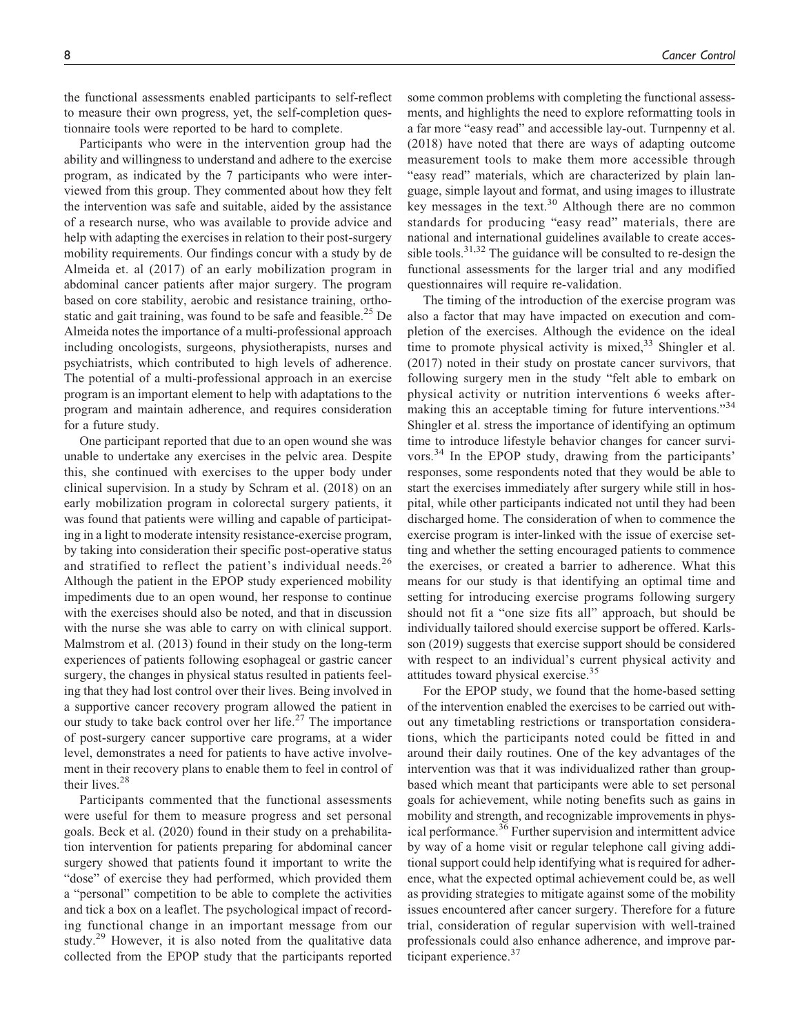the functional assessments enabled participants to self-reflect to measure their own progress, yet, the self-completion questionnaire tools were reported to be hard to complete.

Participants who were in the intervention group had the ability and willingness to understand and adhere to the exercise program, as indicated by the 7 participants who were interviewed from this group. They commented about how they felt the intervention was safe and suitable, aided by the assistance of a research nurse, who was available to provide advice and help with adapting the exercises in relation to their post-surgery mobility requirements. Our findings concur with a study by de Almeida et. al (2017) of an early mobilization program in abdominal cancer patients after major surgery. The program based on core stability, aerobic and resistance training, orthostatic and gait training, was found to be safe and feasible.[25] De Almeida notes the importance of a multi-professional approach including oncologists, surgeons, physiotherapists, nurses and psychiatrists, which contributed to high levels of adherence. The potential of a multi-professional approach in an exercise program is an important element to help with adaptations to the program and maintain adherence, and requires consideration for a future study.

One participant reported that due to an open wound she was unable to undertake any exercises in the pelvic area. Despite this, she continued with exercises to the upper body under clinical supervision. In a study by Schram et al. (2018) on an early mobilization program in colorectal surgery patients, it was found that patients were willing and capable of participating in a light to moderate intensity resistance-exercise program, by taking into consideration their specific post-operative status and stratified to reflect the patient's individual needs.[26] Although the patient in the EPOP study experienced mobility impediments due to an open wound, her response to continue with the exercises should also be noted, and that in discussion with the nurse she was able to carry on with clinical support. Malmstrom et al. (2013) found in their study on the long-term experiences of patients following esophageal or gastric cancer surgery, the changes in physical status resulted in patients feeling that they had lost control over their lives. Being involved in a supportive cancer recovery program allowed the patient in our study to take back control over her life.[27] The importance of post-surgery cancer supportive care programs, at a wider level, demonstrates a need for patients to have active involvement in their recovery plans to enable them to feel in control of their lives.[28]

Participants commented that the functional assessments were useful for them to measure progress and set personal goals. Beck et al. (2020) found in their study on a prehabilitation intervention for patients preparing for abdominal cancer surgery showed that patients found it important to write the "dose" of exercise they had performed, which provided them a "personal" competition to be able to complete the activities and tick a box on a leaflet. The psychological impact of recording functional change in an important message from our study.[29] However, it is also noted from the qualitative data collected from the EPOP study that the participants reported some common problems with completing the functional assessments, and highlights the need to explore reformatting tools in a far more "easy read" and accessible lay-out. Turnpenny et al. (2018) have noted that there are ways of adapting outcome measurement tools to make them more accessible through "easy read" materials, which are characterized by plain language, simple layout and format, and using images to illustrate key messages in the text.[30] Although there are no common standards for producing "easy read" materials, there are national and international guidelines available to create accessible tools.[31,32] The guidance will be consulted to re-design the functional assessments for the larger trial and any modified questionnaires will require re-validation.

The timing of the introduction of the exercise program was also a factor that may have impacted on execution and completion of the exercises. Although the evidence on the ideal time to promote physical activity is mixed,[33] Shingler et al. (2017) noted in their study on prostate cancer survivors, that following surgery men in the study "felt able to embark on physical activity or nutrition interventions 6 weeks after-making this an acceptable timing for future interventions."[34] Shingler et al. stress the importance of identifying an optimum time to introduce lifestyle behavior changes for cancer survivors.[34] In the EPOP study, drawing from the participants' responses, some respondents noted that they would be able to start the exercises immediately after surgery while still in hospital, while other participants indicated not until they had been discharged home. The consideration of when to commence the exercise program is inter-linked with the issue of exercise setting and whether the setting encouraged patients to commence the exercises, or created a barrier to adherence. What this means for our study is that identifying an optimal time and setting for introducing exercise programs following surgery should not fit a "one size fits all" approach, but should be individually tailored should exercise support be offered. Karlsson (2019) suggests that exercise support should be considered with respect to an individual's current physical activity and attitudes toward physical exercise.[35]

For the EPOP study, we found that the home-based setting of the intervention enabled the exercises to be carried out without any timetabling restrictions or transportation considerations, which the participants noted could be fitted in and around their daily routines. One of the key advantages of the intervention was that it was individualized rather than group-based which meant that participants were able to set personal goals for achievement, while noting benefits such as gains in mobility and strength, and recognizable improvements in physical performance.[36] Further supervision and intermittent advice by way of a home visit or regular telephone call giving additional support could help identifying what is required for adherence, what the expected optimal achievement could be, as well as providing strategies to mitigate against some of the mobility issues encountered after cancer surgery. Therefore for a future trial, consideration of regular supervision with well-trained professionals could also enhance adherence, and improve participant experience.[37]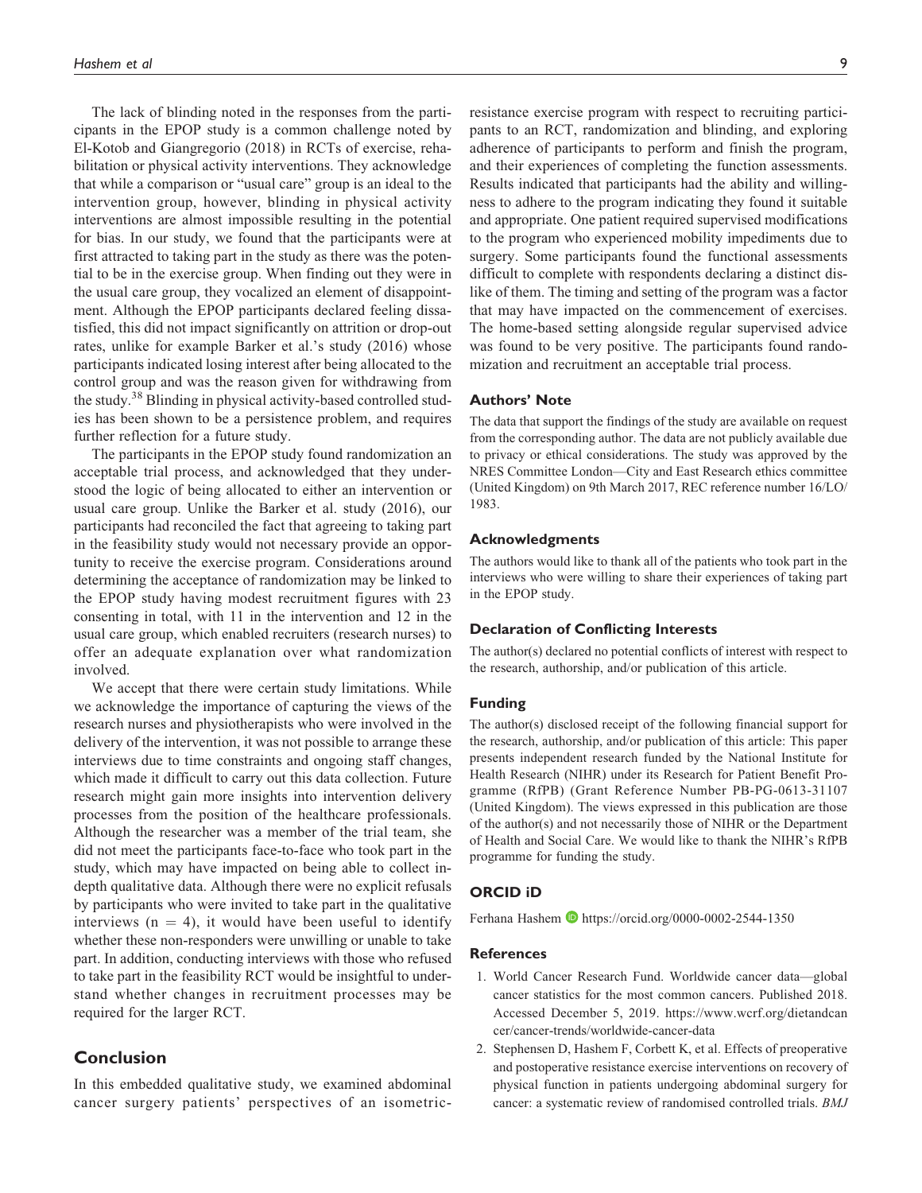The lack of blinding noted in the responses from the participants in the EPOP study is a common challenge noted by El-Kotob and Giangregorio (2018) in RCTs of exercise, rehabilitation or physical activity interventions. They acknowledge that while a comparison or "usual care" group is an ideal to the intervention group, however, blinding in physical activity interventions are almost impossible resulting in the potential for bias. In our study, we found that the participants were at first attracted to taking part in the study as there was the potential to be in the exercise group. When finding out they were in the usual care group, they vocalized an element of disappointment. Although the EPOP participants declared feeling dissatisfied, this did not impact significantly on attrition or drop-out rates, unlike for example Barker et al.'s study (2016) whose participants indicated losing interest after being allocated to the control group and was the reason given for withdrawing from the study.[38] Blinding in physical activity-based controlled studies has been shown to be a persistence problem, and requires further reflection for a future study.

The participants in the EPOP study found randomization an acceptable trial process, and acknowledged that they understood the logic of being allocated to either an intervention or usual care group. Unlike the Barker et al. study (2016), our participants had reconciled the fact that agreeing to taking part in the feasibility study would not necessary provide an opportunity to receive the exercise program. Considerations around determining the acceptance of randomization may be linked to the EPOP study having modest recruitment figures with 23 consenting in total, with 11 in the intervention and 12 in the usual care group, which enabled recruiters (research nurses) to offer an adequate explanation over what randomization involved.

We accept that there were certain study limitations. While we acknowledge the importance of capturing the views of the research nurses and physiotherapists who were involved in the delivery of the intervention, it was not possible to arrange these interviews due to time constraints and ongoing staff changes, which made it difficult to carry out this data collection. Future research might gain more insights into intervention delivery processes from the position of the healthcare professionals. Although the researcher was a member of the trial team, she did not meet the participants face-to-face who took part in the study, which may have impacted on being able to collect in-depth qualitative data. Although there were no explicit refusals by participants who were invited to take part in the qualitative interviews ($n = 4$), it would have been useful to identify whether these non-responders were unwilling or unable to take part. In addition, conducting interviews with those who refused to take part in the feasibility RCT would be insightful to understand whether changes in recruitment processes may be required for the larger RCT.

## Conclusion

In this embedded qualitative study, we examined abdominal cancer surgery patients' perspectives of an isometric-resistance exercise program with respect to recruiting participants to an RCT, randomization and blinding, and exploring adherence of participants to perform and finish the program, and their experiences of completing the function assessments. Results indicated that participants had the ability and willingness to adhere to the program indicating they found it suitable and appropriate. One patient required supervised modifications to the program who experienced mobility impediments due to surgery. Some participants found the functional assessments difficult to complete with respondents declaring a distinct dislike of them. The timing and setting of the program was a factor that may have impacted on the commencement of exercises. The home-based setting alongside regular supervised advice was found to be very positive. The participants found randomization and recruitment an acceptable trial process.

### Authors' Note

The data that support the findings of the study are available on request from the corresponding author. The data are not publicly available due to privacy or ethical considerations. The study was approved by the NRES Committee London—City and East Research ethics committee (United Kingdom) on 9th March 2017, REC reference number 16/LO/1983.

### Acknowledgments

The authors would like to thank all of the patients who took part in the interviews who were willing to share their experiences of taking part in the EPOP study.

### Declaration of Conflicting Interests

The author(s) declared no potential conflicts of interest with respect to the research, authorship, and/or publication of this article.

### Funding

The author(s) disclosed receipt of the following financial support for the research, authorship, and/or publication of this article: This paper presents independent research funded by the National Institute for Health Research (NIHR) under its Research for Patient Benefit Programme (RfPB) (Grant Reference Number PB-PG-0613-31107 (United Kingdom). The views expressed in this publication are those of the author(s) and not necessarily those of NIHR or the Department of Health and Social Care. We would like to thank the NIHR's RfPB programme for funding the study.

### ORCID iD

Ferhana Hashem https://orcid.org/0000-0002-2544-1350

### References

1. World Cancer Research Fund. Worldwide cancer data—global cancer statistics for the most common cancers. Published 2018. Accessed December 5, 2019. https://www.wcrf.org/dietandcancer/cancer-trends/worldwide-cancer-data
2. Stephensen D, Hashem F, Corbett K, et al. Effects of preoperative and postoperative resistance exercise interventions on recovery of physical function in patients undergoing abdominal surgery for cancer: a systematic review of randomised controlled trials. *BMJ*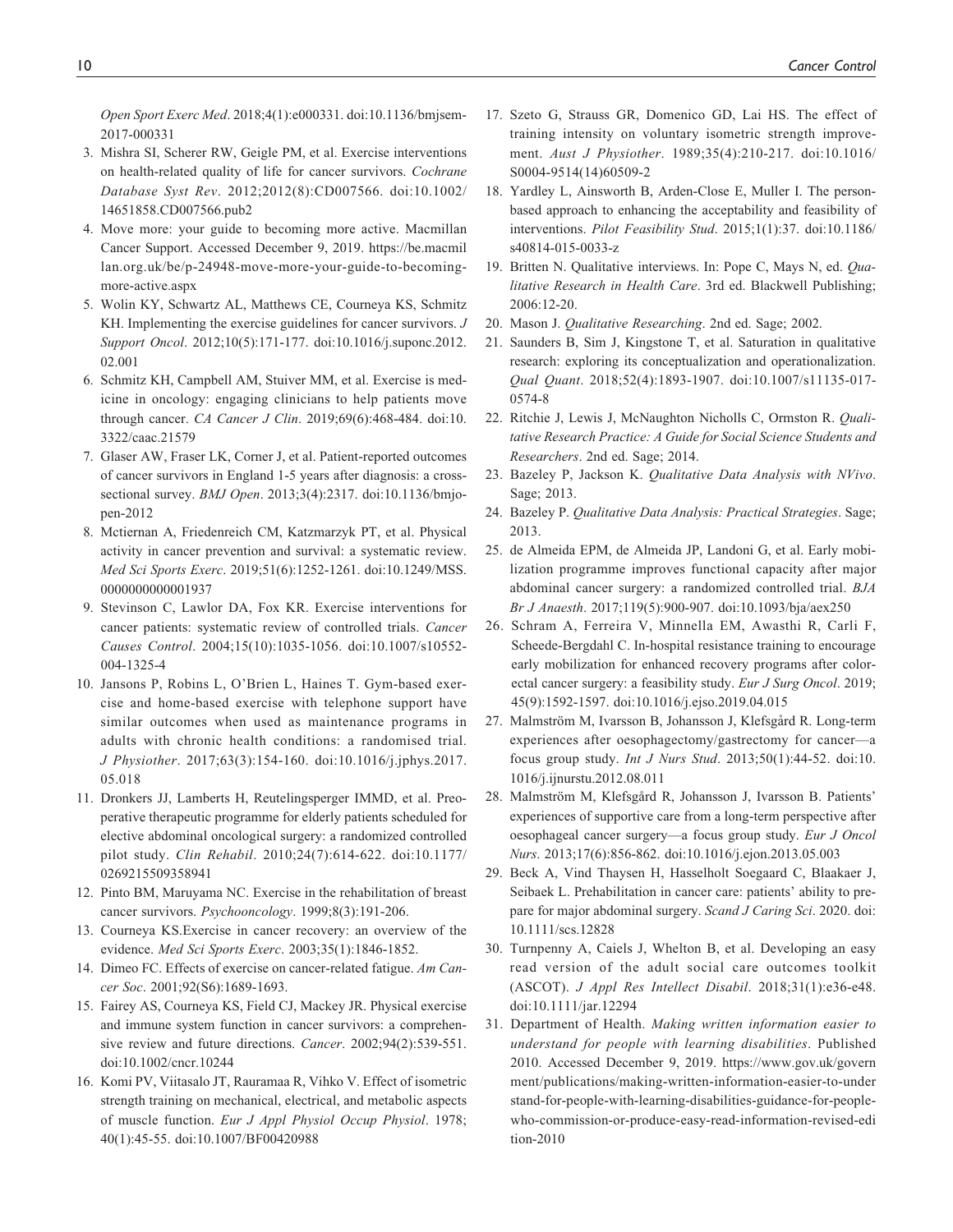*Open Sport Exerc Med*. 2018;4(1):e000331. doi:10.1136/bmjsem-2017-000331

3. Mishra SI, Scherer RW, Geigle PM, et al. Exercise interventions on health-related quality of life for cancer survivors. *Cochrane Database Syst Rev*. 2012;2012(8):CD007566. doi:10.1002/14651858.CD007566.pub2
4. Move more: your guide to becoming more active. Macmillan Cancer Support. Accessed December 9, 2019. https://be.macmillan.org.uk/be/p-24948-move-more-your-guide-to-becoming-more-active.aspx
5. Wolin KY, Schwartz AL, Matthews CE, Courneya KS, Schmitz KH. Implementing the exercise guidelines for cancer survivors. *J Support Oncol*. 2012;10(5):171-177. doi:10.1016/j.suponc.2012.02.001
6. Schmitz KH, Campbell AM, Stuiver MM, et al. Exercise is medicine in oncology: engaging clinicians to help patients move through cancer. *CA Cancer J Clin*. 2019;69(6):468-484. doi:10.3322/caac.21579
7. Glaser AW, Fraser LK, Corner J, et al. Patient-reported outcomes of cancer survivors in England 1-5 years after diagnosis: a cross-sectional survey. *BMJ Open*. 2013;3(4):2317. doi:10.1136/bmjopen-2012
8. Mctiernan A, Friedenreich CM, Katzmarzyk PT, et al. Physical activity in cancer prevention and survival: a systematic review. *Med Sci Sports Exerc*. 2019;51(6):1252-1261. doi:10.1249/MSS.0000000000001937
9. Stevinson C, Lawlor DA, Fox KR. Exercise interventions for cancer patients: systematic review of controlled trials. *Cancer Causes Control*. 2004;15(10):1035-1056. doi:10.1007/s10552-004-1325-4
10. Jansons P, Robins L, O'Brien L, Haines T. Gym-based exercise and home-based exercise with telephone support have similar outcomes when used as maintenance programs in adults with chronic health conditions: a randomised trial. *J Physiother*. 2017;63(3):154-160. doi:10.1016/j.jphys.2017.05.018
11. Dronkers JJ, Lamberts H, Reutelingsperger IMMD, et al. Preoperative therapeutic programme for elderly patients scheduled for elective abdominal oncological surgery: a randomized controlled pilot study. *Clin Rehabil*. 2010;24(7):614-622. doi:10.1177/0269215509358941
12. Pinto BM, Maruyama NC. Exercise in the rehabilitation of breast cancer survivors. *Psychooncology*. 1999;8(3):191-206.
13. Courneya KS.Exercise in cancer recovery: an overview of the evidence. *Med Sci Sports Exerc*. 2003;35(1):1846-1852.
14. Dimeo FC. Effects of exercise on cancer-related fatigue. *Am Cancer Soc*. 2001;92(S6):1689-1693.
15. Fairey AS, Courneya KS, Field CJ, Mackey JR. Physical exercise and immune system function in cancer survivors: a comprehensive review and future directions. *Cancer*. 2002;94(2):539-551. doi:10.1002/cncr.10244
16. Komi PV, Viitasalo JT, Rauramaa R, Vihko V. Effect of isometric strength training on mechanical, electrical, and metabolic aspects of muscle function. *Eur J Appl Physiol Occup Physiol*. 1978;40(1):45-55. doi:10.1007/BF00420988
17. Szeto G, Strauss GR, Domenico GD, Lai HS. The effect of training intensity on voluntary isometric strength improvement. *Aust J Physiother*. 1989;35(4):210-217. doi:10.1016/S0004-9514(14)60509-2
18. Yardley L, Ainsworth B, Arden-Close E, Muller I. The person-based approach to enhancing the acceptability and feasibility of interventions. *Pilot Feasibility Stud*. 2015;1(1):37. doi:10.1186/s40814-015-0033-z
19. Britten N. Qualitative interviews. In: Pope C, Mays N, ed. *Qualitative Research in Health Care*. 3rd ed. Blackwell Publishing; 2006:12-20.
20. Mason J. *Qualitative Researching*. 2nd ed. Sage; 2002.
21. Saunders B, Sim J, Kingstone T, et al. Saturation in qualitative research: exploring its conceptualization and operationalization. *Qual Quant*. 2018;52(4):1893-1907. doi:10.1007/s11135-017-0574-8
22. Ritchie J, Lewis J, McNaughton Nicholls C, Ormston R. *Qualitative Research Practice: A Guide for Social Science Students and Researchers*. 2nd ed. Sage; 2014.
23. Bazeley P, Jackson K. *Qualitative Data Analysis with NVivo*. Sage; 2013.
24. Bazeley P. *Qualitative Data Analysis: Practical Strategies*. Sage; 2013.
25. de Almeida EPM, de Almeida JP, Landoni G, et al. Early mobilization programme improves functional capacity after major abdominal cancer surgery: a randomized controlled trial. *BJA Br J Anaesth*. 2017;119(5):900-907. doi:10.1093/bja/aex250
26. Schram A, Ferreira V, Minnella EM, Awasthi R, Carli F, Scheede-Bergdahl C. In-hospital resistance training to encourage early mobilization for enhanced recovery programs after colorectal cancer surgery: a feasibility study. *Eur J Surg Oncol*. 2019;45(9):1592-1597. doi:10.1016/j.ejso.2019.04.015
27. Malmström M, Ivarsson B, Johansson J, Klefsgård R. Long-term experiences after oesophagectomy/gastrectomy for cancer—a focus group study. *Int J Nurs Stud*. 2013;50(1):44-52. doi:10.1016/j.ijnurstu.2012.08.011
28. Malmström M, Klefsgård R, Johansson J, Ivarsson B. Patients' experiences of supportive care from a long-term perspective after oesophageal cancer surgery—a focus group study. *Eur J Oncol Nurs*. 2013;17(6):856-862. doi:10.1016/j.ejon.2013.05.003
29. Beck A, Vind Thaysen H, Hasselholt Soegaard C, Blaakaer J, Seibaek L. Prehabilitation in cancer care: patients' ability to prepare for major abdominal surgery. *Scand J Caring Sci*. 2020. doi:10.1111/scs.12828
30. Turnpenny A, Caiels J, Whelton B, et al. Developing an easy read version of the adult social care outcomes toolkit (ASCOT). *J Appl Res Intellect Disabil*. 2018;31(1):e36-e48. doi:10.1111/jar.12294
31. Department of Health. *Making written information easier to understand for people with learning disabilities*. Published 2010. Accessed December 9, 2019. https://www.gov.uk/government/publications/making-written-information-easier-to-understand-for-people-with-learning-disabilities-guidance-for-people-who-commission-or-produce-easy-read-information-revised-edition-2010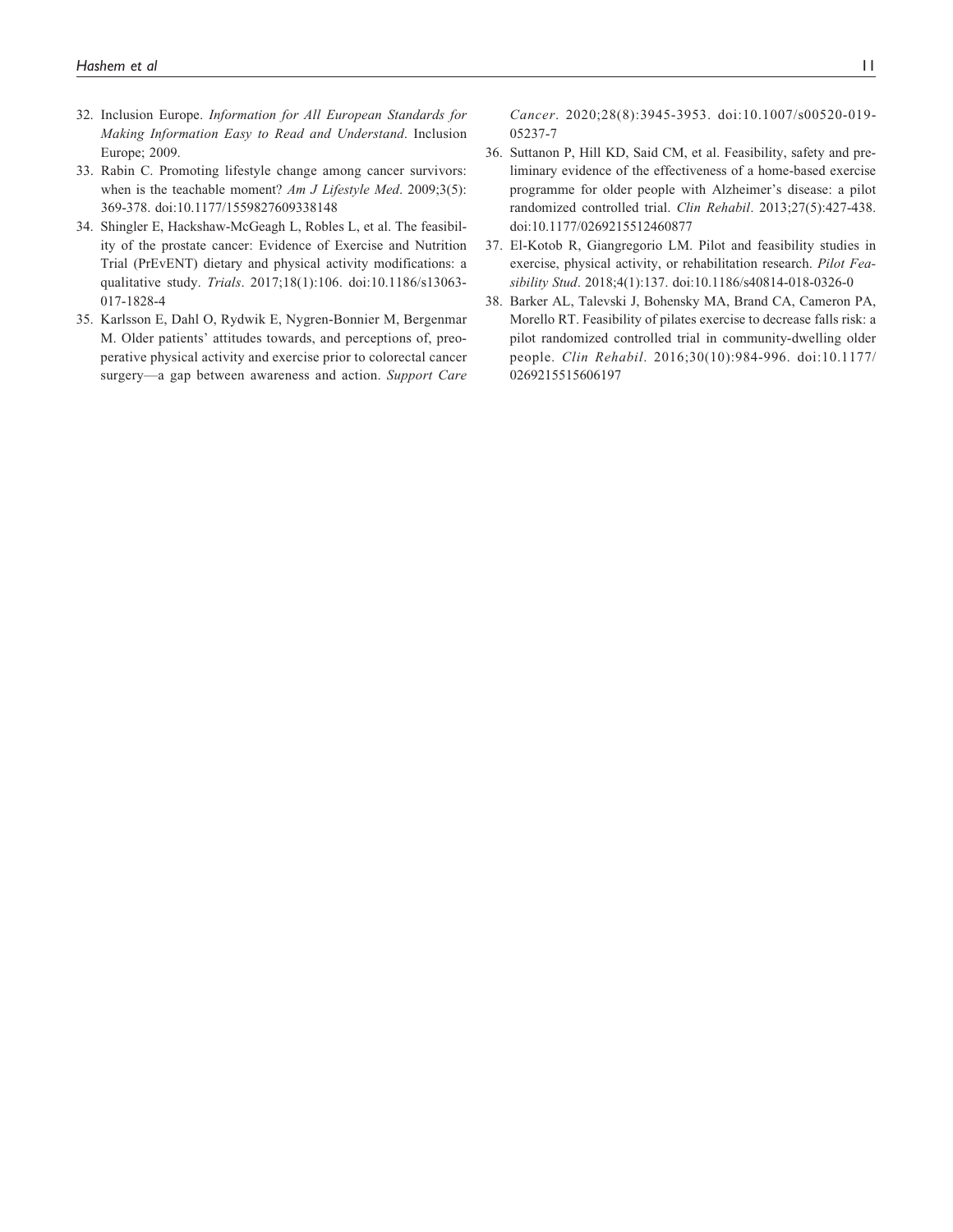32. Inclusion Europe. *Information for All European Standards for Making Information Easy to Read and Understand*. Inclusion Europe; 2009.
33. Rabin C. Promoting lifestyle change among cancer survivors: when is the teachable moment? *Am J Lifestyle Med*. 2009;3(5): 369-378. doi:10.1177/1559827609338148
34. Shingler E, Hackshaw-McGeagh L, Robles L, et al. The feasibility of the prostate cancer: Evidence of Exercise and Nutrition Trial (PrEvENT) dietary and physical activity modifications: a qualitative study. *Trials*. 2017;18(1):106. doi:10.1186/s13063-017-1828-4
35. Karlsson E, Dahl O, Rydwik E, Nygren-Bonnier M, Bergenmar M. Older patients' attitudes towards, and perceptions of, preoperative physical activity and exercise prior to colorectal cancer surgery—a gap between awareness and action. *Support Care Cancer*. 2020;28(8):3945-3953. doi:10.1007/s00520-019-05237-7
36. Suttanon P, Hill KD, Said CM, et al. Feasibility, safety and preliminary evidence of the effectiveness of a home-based exercise programme for older people with Alzheimer's disease: a pilot randomized controlled trial. *Clin Rehabil*. 2013;27(5):427-438. doi:10.1177/0269215512460877
37. El-Kotob R, Giangregorio LM. Pilot and feasibility studies in exercise, physical activity, or rehabilitation research. *Pilot Feasibility Stud*. 2018;4(1):137. doi:10.1186/s40814-018-0326-0
38. Barker AL, Talevski J, Bohensky MA, Brand CA, Cameron PA, Morello RT. Feasibility of pilates exercise to decrease falls risk: a pilot randomized controlled trial in community-dwelling older people. *Clin Rehabil*. 2016;30(10):984-996. doi:10.1177/0269215515606197